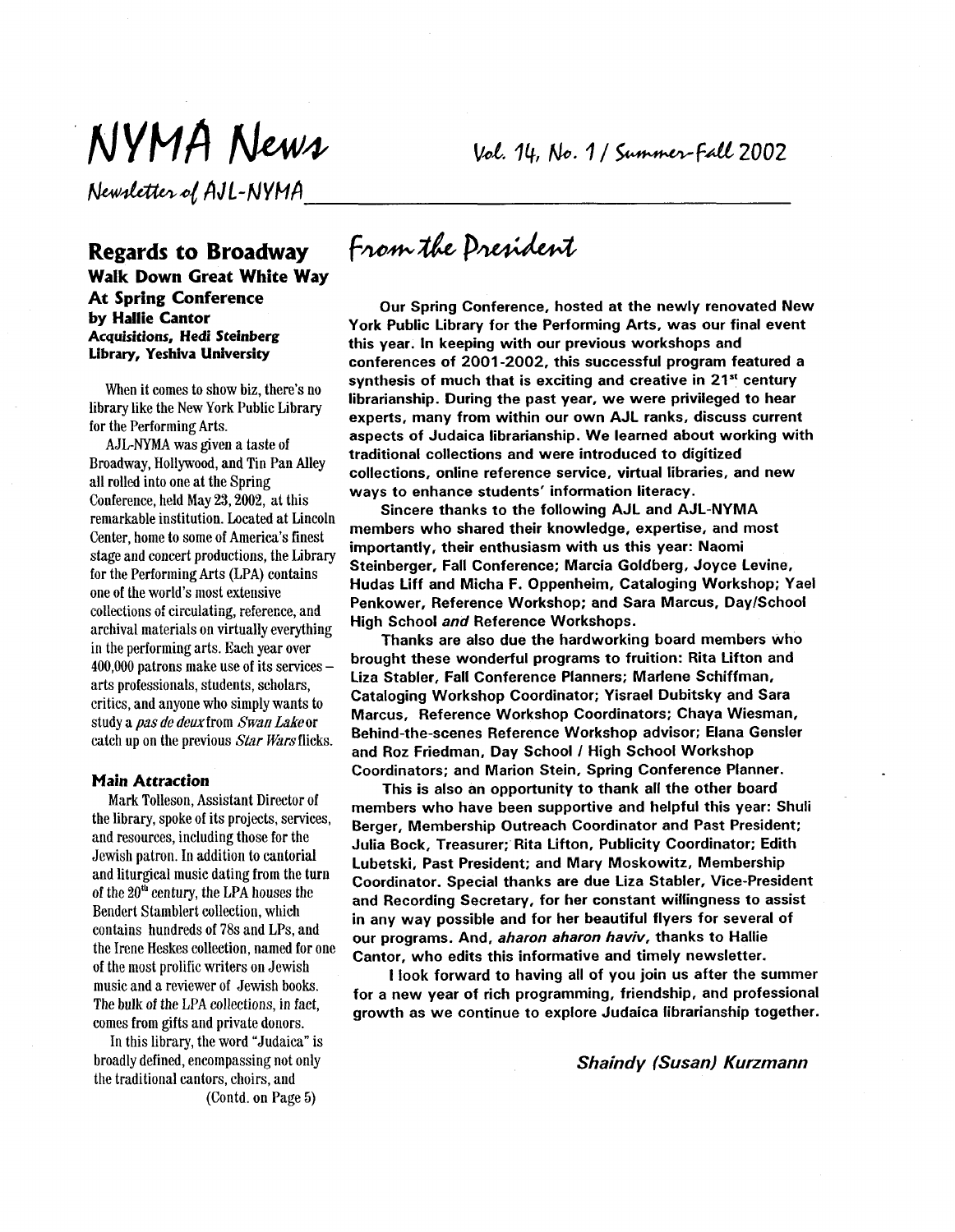# NYMA News

Vol. 14, No. 1 / Summer-Fall 2002

Newsletter of AJL-NYMA

## Regards to Broadway

### Walk Down Great White Way At Spring Conference

**by Hallie Cantor**
***Acquisitions, Hedi Steinberg Library, Yeshiva University***

When it comes to show biz, there's no library like the New York Public Library for the Performing Arts.

AJL-NYMA was given a taste of Broadway, Hollywood, and Tin Pan Alley all rolled into one at the Spring Conference, held May 23, 2002, at this remarkable institution. Located at Lincoln Center, home to some of America's finest stage and concert productions, the Library for the Performing Arts (LPA) contains one of the world's most extensive collections of circulating, reference, and archival materials on virtually everything in the performing arts. Each year over 400,000 patrons make use of its services – arts professionals, students, scholars, critics, and anyone who simply wants to study a *pas de deux* from *Swan Lake* or catch up on the previous *Star Wars* flicks.

#### Main Attraction

Mark Tolleson, Assistant Director of the library, spoke of its projects, services, and resources, including those for the Jewish patron. In addition to cantorial and liturgical music dating from the turn of the 20th century, the LPA houses the Bendert Stamblert collection, which contains hundreds of 78s and LPs, and the Irene Heskes collection, named for one of the most prolific writers on Jewish music and a reviewer of Jewish books. The bulk of the LPA collections, in fact, comes from gifts and private donors.

In this library, the word "Judaica" is broadly defined, encompassing not only the traditional cantors, choirs, and

(Contd. on Page 5)

## From the President

**Our Spring Conference, hosted at the newly renovated New York Public Library for the Performing Arts, was our final event this year. In keeping with our previous workshops and conferences of 2001-2002, this successful program featured a synthesis of much that is exciting and creative in 21st century librarianship. During the past year, we were privileged to hear experts, many from within our own AJL ranks, discuss current aspects of Judaica librarianship. We learned about working with traditional collections and were introduced to digitized collections, online reference service, virtual libraries, and new ways to enhance students' information literacy.**

**Sincere thanks to the following AJL and AJL-NYMA members who shared their knowledge, expertise, and most importantly, their enthusiasm with us this year: Naomi Steinberger, Fall Conference; Marcia Goldberg, Joyce Levine, Hudas Liff and Micha F. Oppenheim, Cataloging Workshop; Yael Penkower, Reference Workshop; and Sara Marcus, Day/School High School *and* Reference Workshops.**

**Thanks are also due the hardworking board members who brought these wonderful programs to fruition: Rita Lifton and Liza Stabler, Fall Conference Planners; Marlene Schiffman, Cataloging Workshop Coordinator; Yisrael Dubitsky and Sara Marcus, Reference Workshop Coordinators; Chaya Wiesman, Behind-the-scenes Reference Workshop advisor; Elana Gensler and Roz Friedman, Day School / High School Workshop Coordinators; and Marion Stein, Spring Conference Planner.**

**This is also an opportunity to thank all the other board members who have been supportive and helpful this year: Shuli Berger, Membership Outreach Coordinator and Past President; Julia Bock, Treasurer; Rita Lifton, Publicity Coordinator; Edith Lubetski, Past President; and Mary Moskowitz, Membership Coordinator. Special thanks are due Liza Stabler, Vice-President and Recording Secretary, for her constant willingness to assist in any way possible and for her beautiful flyers for several of our programs. And, *aharon aharon haviv*, thanks to Hallie Cantor, who edits this informative and timely newsletter.**

**I look forward to having all of you join us after the summer for a new year of rich programming, friendship, and professional growth as we continue to explore Judaica librarianship together.**

***Shaindy (Susan) Kurzmann***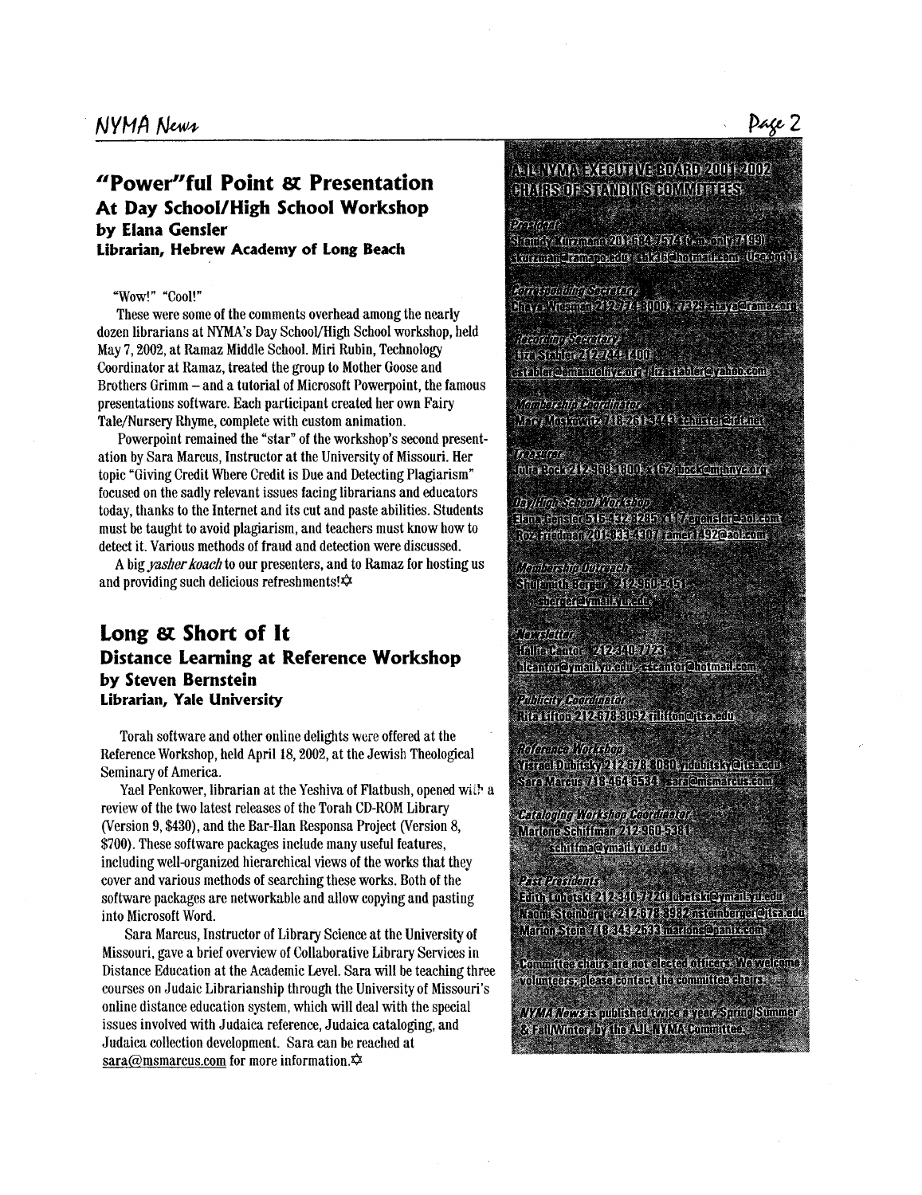## "Power"ful Point & Presentation

### At Day School/High School Workshop

**by Elana Gensler**
**Librarian, Hebrew Academy of Long Beach**

"Wow!" "Cool!"

These were some of the comments overhead among the nearly dozen librarians at NYMA's Day School/High School workshop, held May 7, 2002, at Ramaz Middle School. Miri Rubin, Technology Coordinator at Ramaz, treated the group to Mother Goose and Brothers Grimm – and a tutorial of Microsoft Powerpoint, the famous presentations software. Each participant created her own Fairy Tale/Nursery Rhyme, complete with custom animation.

Powerpoint remained the "star" of the workshop's second presentation by Sara Marcus, Instructor at the University of Missouri. Her topic "Giving Credit Where Credit is Due and Detecting Plagiarism" focused on the sadly relevant issues facing librarians and educators today, thanks to the Internet and its cut and paste abilities. Students must be taught to avoid plagiarism, and teachers must know how to detect it. Various methods of fraud and detection were discussed.

A big *yasher koach* to our presenters, and to Ramaz for hosting us and providing such delicious refreshments!✡

## Long & Short of It

### Distance Learning at Reference Workshop

**by Steven Bernstein**
**Librarian, Yale University**

Torah software and other online delights were offered at the Reference Workshop, held April 18, 2002, at the Jewish Theological Seminary of America.

Yael Penkower, librarian at the Yeshiva of Flatbush, opened with a review of the two latest releases of the Torah CD-ROM Library (Version 9, $430), and the Bar-Ilan Responsa Project (Version 8, $700). These software packages include many useful features, including well-organized hierarchical views of the works that they cover and various methods of searching these works. Both of the software packages are networkable and allow copying and pasting into Microsoft Word.

Sara Marcus, Instructor of Library Science at the University of Missouri, gave a brief overview of Collaborative Library Services in Distance Education at the Academic Level. Sara will be teaching three courses on Judaic Librarianship through the University of Missouri's online distance education system, which will deal with the special issues involved with Judaica reference, Judaica cataloging, and Judaica collection development. Sara can be reached at sara@msmarcus.com for more information.✡

## AJL NYMA EXECUTIVE BOARD 2001-2002 CHAIRS OF STANDING COMMITTEES

*President*
Shaindy Kurzmann 201-684-7574 (a.m. only 7199)
skurzman@ramapo.edu shk36@hotmail.com Use both

*Corresponding Secretary*
Chaya Wiesman 212-774-8000, x7329 chaya@ramaz.org

*Recording Secretary*
Liza Stabler 212-744-1400
establer@emanuelnyc.org lizastabler@yahoo.com

*Membership Coordinator*
Mary Moskowitz 718-261-3443 schuster@rcn.net

*Treasurer*
Julia Bock 212-968-1800, x162 jbock@mjhnyc.org

*Day/High School Workshop*
Elana Gensler 516-432-8285, x117 egensler@aol.com
Roz Friedman 201-833-4307 amen1492@aol.com

*Membership Outreach*
Shulamith Berger 212-960-5451
sberger@ymail.yu.edu

*Newsletter*
Hallie Cantor 212-340-7723
hlcantor@ymail.yu.edu cscantor@hotmail.com

*Publicity Coordinator*
Rita Lifton 212-678-8092 rilifton@jtsa.edu

*Reference Workshop*
Yisrael Dubitsky 212-678-8080 yidubitsky@jtsa.edu
Sara Marcus 718-464-6534 sara@msmarcus.com

*Cataloging Workshop Coordinator*
Marlene Schiffman 212-960-5381
schiffma@ymail.yu.edu

*Past Presidents*
Edith Lubetski 212-340-7720 lubetski@ymail.yu.edu
Naomi Steinberger 212-678-8982 nsteinberger@jtsa.edu
Marion Stein 718-343-2533 marions@panix.com

Committee chairs are not elected officers. We welcome volunteers; please contact the committee chairs.

*NYMA News* is published twice a year: Spring/Summer & Fall/Winter by the AJL-NYMA Committee.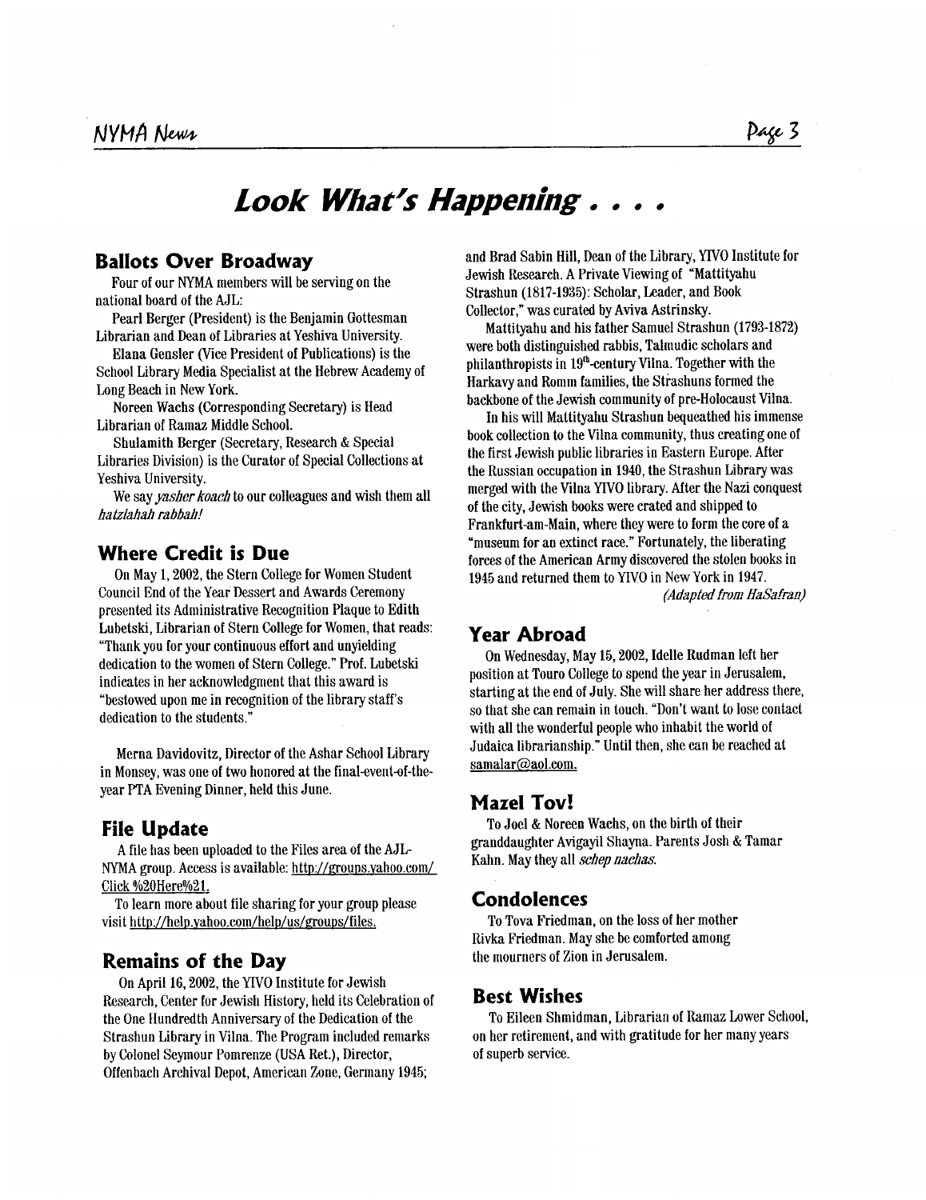# Look What's Happening . . . .

## Ballots Over Broadway

Four of our NYMA members will be serving on the national board of the AJL:

Pearl Berger (President) is the Benjamin Gottesman Librarian and Dean of Libraries at Yeshiva University.

Elana Gensler (Vice President of Publications) is the School Library Media Specialist at the Hebrew Academy of Long Beach in New York.

Noreen Wachs (Corresponding Secretary) is Head Librarian of Ramaz Middle School.

Shulamith Berger (Secretary, Research & Special Libraries Division) is the Curator of Special Collections at Yeshiva University.

We say *yasher koach* to our colleagues and wish them all *hatzlahah rabbah!*

## Where Credit is Due

On May 1, 2002, the Stern College for Women Student Council End of the Year Dessert and Awards Ceremony presented its Administrative Recognition Plaque to Edith Lubetski, Librarian of Stern College for Women, that reads: "Thank you for your continuous effort and unyielding dedication to the women of Stern College." Prof. Lubetski indicates in her acknowledgment that this award is "bestowed upon me in recognition of the library staff's dedication to the students."

Merna Davidovitz, Director of the Ashar School Library in Monsey, was one of two honored at the final-event-of-the-year PTA Evening Dinner, held this June.

## File Update

A file has been uploaded to the Files area of the AJL-NYMA group. Access is available: http://groups.yahoo.com/ Click %20Here%21.

To learn more about file sharing for your group please visit http://help.yahoo.com/help/us/groups/files.

## Remains of the Day

On April 16, 2002, the YIVO Institute for Jewish Research, Center for Jewish History, held its Celebration of the One Hundredth Anniversary of the Dedication of the Strashun Library in Vilna. The Program included remarks by Colonel Seymour Pomrenze (USA Ret.), Director, Offenbach Archival Depot, American Zone, Germany 1945; and Brad Sabin Hill, Dean of the Library, YIVO Institute for Jewish Research. A Private Viewing of "Mattityahu Strashun (1817-1935): Scholar, Leader, and Book Collector," was curated by Aviva Astrinsky.

Mattityahu and his father Samuel Strashun (1793-1872) were both distinguished rabbis, Talmudic scholars and philanthropists in 19th-century Vilna. Together with the Harkavy and Romm families, the Strashuns formed the backbone of the Jewish community of pre-Holocaust Vilna.

In his will Mattityahu Strashun bequeathed his immense book collection to the Vilna community, thus creating one of the first Jewish public libraries in Eastern Europe. After the Russian occupation in 1940, the Strashun Library was merged with the Vilna YIVO library. After the Nazi conquest of the city, Jewish books were crated and shipped to Frankfurt-am-Main, where they were to form the core of a "museum for an extinct race." Fortunately, the liberating forces of the American Army discovered the stolen books in 1945 and returned them to YIVO in New York in 1947.

*(Adapted from HaSafran)*

## Year Abroad

On Wednesday, May 15, 2002, Idelle Rudman left her position at Touro College to spend the year in Jerusalem, starting at the end of July. She will share her address there, so that she can remain in touch. "Don't want to lose contact with all the wonderful people who inhabit the world of Judaica librarianship." Until then, she can be reached at samalar@aol.com.

## Mazel Tov!

To Joel & Noreen Wachs, on the birth of their granddaughter Avigayil Shayna. Parents Josh & Tamar Kahn. May they all *schep nachas.*

## Condolences

To Tova Friedman, on the loss of her mother Rivka Friedman. May she be comforted among the mourners of Zion in Jerusalem.

## Best Wishes

To Eileen Shmidman, Librarian of Ramaz Lower School, on her retirement, and with gratitude for her many years of superb service.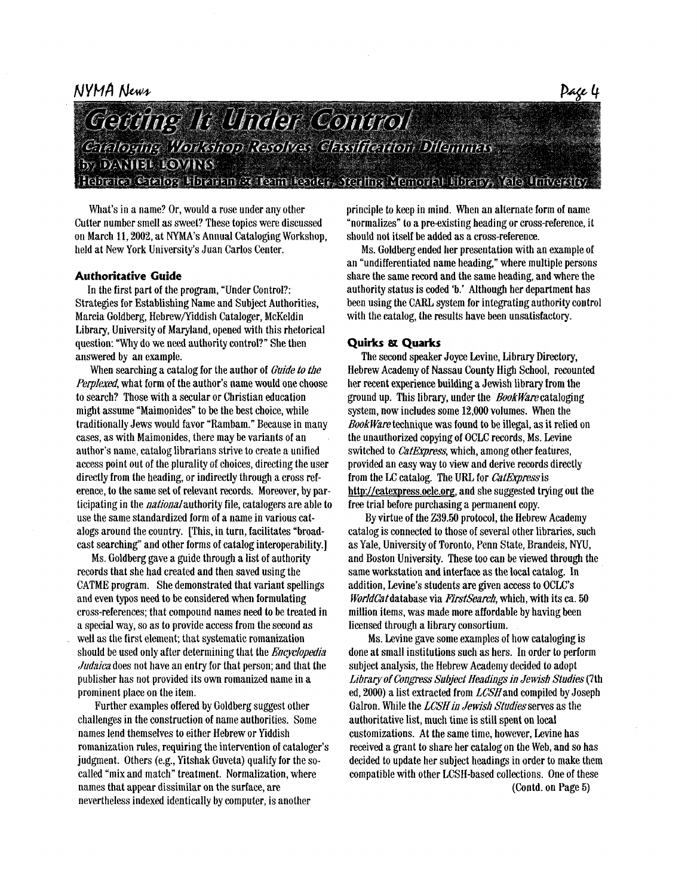# Getting It Under Control

## Cataloging Workshop Resolves Classification Dilemmas

by DANIEL LOVINS

Hebraica Catalog Librarian & Team Leader, Sterling Memorial Library, Yale University

What's in a name? Or, would a rose under any other Cutter number smell as sweet? These topics were discussed on March 11, 2002, at NYMA's Annual Cataloging Workshop, held at New York University's Juan Carlos Center.

### Authoritative Guide

In the first part of the program, "Under Control?: Strategies for Establishing Name and Subject Authorities, Marcia Goldberg, Hebrew/Yiddish Cataloger, McKeldin Library, University of Maryland, opened with this rhetorical question: "Why do we need authority control?" She then answered by an example.

When searching a catalog for the author of *Guide to the Perplexed*, what form of the author's name would one choose to search? Those with a secular or Christian education might assume "Maimonides" to be the best choice, while traditionally Jews would favor "Rambam." Because in many cases, as with Maimonides, there may be variants of an author's name, catalog librarians strive to create a unified access point out of the plurality of choices, directing the user directly from the heading, or indirectly through a cross reference, to the same set of relevant records. Moreover, by participating in the *national* authority file, catalogers are able to use the same standardized form of a name in various catalogs around the country. [This, in turn, facilitates "broadcast searching" and other forms of catalog interoperability.]

Ms. Goldberg gave a guide through a list of authority records that she had created and then saved using the CATME program. She demonstrated that variant spellings and even typos need to be considered when formulating cross-references; that compound names need to be treated in a special way, so as to provide access from the second as well as the first element; that systematic romanization should be used only after determining that the *Encyclopedia Judaica* does not have an entry for that person; and that the publisher has not provided its own romanized name in a prominent place on the item.

Further examples offered by Goldberg suggest other challenges in the construction of name authorities. Some names lend themselves to either Hebrew or Yiddish romanization rules, requiring the intervention of cataloger's judgment. Others (e.g., Yitshak Guveta) qualify for the so-called "mix and match" treatment. Normalization, where names that appear dissimilar on the surface, are nevertheless indexed identically by computer, is another principle to keep in mind. When an alternate form of name "normalizes" to a pre-existing heading or cross-reference, it should not itself be added as a cross-reference.

Ms. Goldberg ended her presentation with an example of an "undifferentiated name heading," where multiple persons share the same record and the same heading, and where the authority status is coded 'b.' Although her department has been using the CARL system for integrating authority control with the catalog, the results have been unsatisfactory.

### Quirks & Quarks

The second speaker Joyce Levine, Library Directory, Hebrew Academy of Nassau County High School, recounted her recent experience building a Jewish library from the ground up. This library, under the *BookWare* cataloging system, now includes some 12,000 volumes. When the *BookWare* technique was found to be illegal, as it relied on the unauthorized copying of OCLC records, Ms. Levine switched to *CatExpress*, which, among other features, provided an easy way to view and derive records directly from the LC catalog. The URL for *CatExpress* is http://catexpress.oclc.org, and she suggested trying out the free trial before purchasing a permanent copy.

By virtue of the Z39.50 protocol, the Hebrew Academy catalog is connected to those of several other libraries, such as Yale, University of Toronto, Penn State, Brandeis, NYU, and Boston University. These too can be viewed through the same workstation and interface as the local catalog. In addition, Levine's students are given access to OCLC's *WorldCat* database via *FirstSearch*, which, with its ca. 50 million items, was made more affordable by having been licensed through a library consortium.

Ms. Levine gave some examples of how cataloging is done at small institutions such as hers. In order to perform subject analysis, the Hebrew Academy decided to adopt *Library of Congress Subject Headings in Jewish Studies* (7th ed, 2000) a list extracted from *LCSH* and compiled by Joseph Galron. While the *LCSH in Jewish Studies* serves as the authoritative list, much time is still spent on local customizations. At the same time, however, Levine has received a grant to share her catalog on the Web, and so has decided to update her subject headings in order to make them compatible with other LCSH-based collections. One of these

(Contd. on Page 5)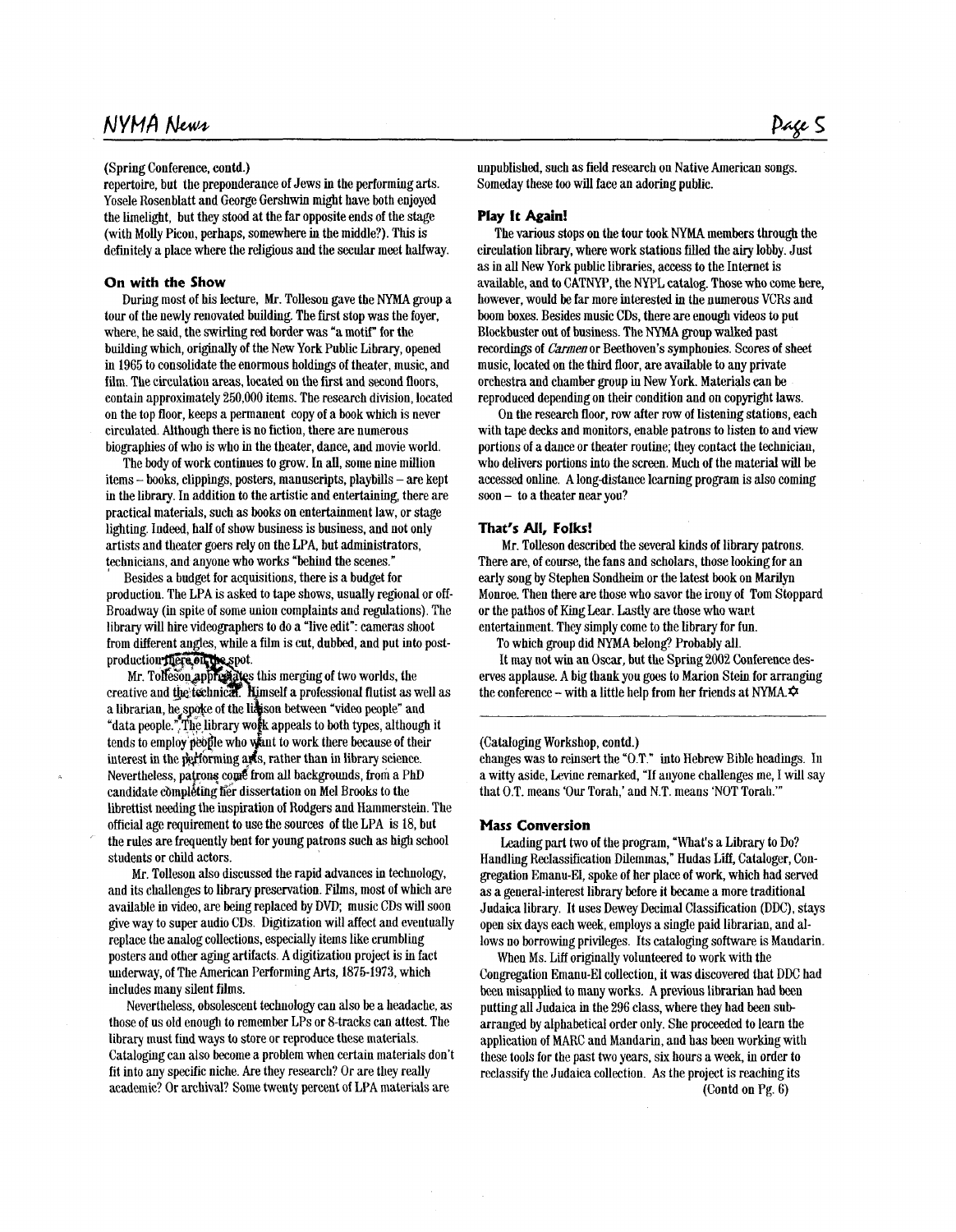(Spring Conference, contd.)

repertoire, but the preponderance of Jews in the performing arts. Yosele Rosenblatt and George Gershwin might have both enjoyed the limelight, but they stood at the far opposite ends of the stage (with Molly Picon, perhaps, somewhere in the middle?). This is definitely a place where the religious and the secular meet halfway.

### On with the Show

During most of his lecture, Mr. Tolleson gave the NYMA group a tour of the newly renovated building. The first stop was the foyer, where, he said, the swirling red border was "a motif" for the building which, originally of the New York Public Library, opened in 1965 to consolidate the enormous holdings of theater, music, and film. The circulation areas, located on the first and second floors, contain approximately 250,000 items. The research division, located on the top floor, keeps a permanent copy of a book which is never circulated. Although there is no fiction, there are numerous biographies of who is who in the theater, dance, and movie world.

The body of work continues to grow. In all, some nine million items – books, clippings, posters, manuscripts, playbills – are kept in the library. In addition to the artistic and entertaining, there are practical materials, such as books on entertainment law, or stage lighting. Indeed, half of show business is business, and not only artists and theater goers rely on the LPA, but administrators, technicians, and anyone who works "behind the scenes."

Besides a budget for acquisitions, there is a budget for production. The LPA is asked to tape shows, usually regional or off-Broadway (in spite of some union complaints and regulations). The library will hire videographers to do a "live edit": cameras shoot from different angles, while a film is cut, dubbed, and put into post-production there on the spot.

Mr. Tolleson appreciates this merging of two worlds, the creative and the technical. Himself a professional flutist as well as a librarian, he spoke of the liaison between "video people" and "data people." The library work appeals to both types, although it tends to employ people who want to work there because of their interest in the performing arts, rather than in library science. Nevertheless, patrons come from all backgrounds, from a PhD candidate completing her dissertation on Mel Brooks to the librettist needing the inspiration of Rodgers and Hammerstein. The official age requirement to use the sources of the LPA is 18, but the rules are frequently bent for young patrons such as high school students or child actors.

Mr. Tolleson also discussed the rapid advances in technology, and its challenges to library preservation. Films, most of which are available in video, are being replaced by DVD; music CDs will soon give way to super audio CDs. Digitization will affect and eventually replace the analog collections, especially items like crumbling posters and other aging artifacts. A digitization project is in fact underway, of The American Performing Arts, 1875-1973, which includes many silent films.

Nevertheless, obsolescent technology can also be a headache, as those of us old enough to remember LPs or 8-tracks can attest. The library must find ways to store or reproduce these materials. Cataloging can also become a problem when certain materials don't fit into any specific niche. Are they research? Or are they really academic? Or archival? Some twenty percent of LPA materials are unpublished, such as field research on Native American songs. Someday these too will face an adoring public.

### Play It Again!

The various stops on the tour took NYMA members through the circulation library, where work stations filled the airy lobby. Just as in all New York public libraries, access to the Internet is available, and to CATNYP, the NYPL catalog. Those who come here, however, would be far more interested in the numerous VCRs and boom boxes. Besides music CDs, there are enough videos to put Blockbuster out of business. The NYMA group walked past recordings of *Carmen* or Beethoven's symphonies. Scores of sheet music, located on the third floor, are available to any private orchestra and chamber group in New York. Materials can be reproduced depending on their condition and on copyright laws.

On the research floor, row after row of listening stations, each with tape decks and monitors, enable patrons to listen to and view portions of a dance or theater routine; they contact the technician, who delivers portions into the screen. Much of the material will be accessed online. A long-distance learning program is also coming soon – to a theater near you?

### That's All, Folks!

Mr. Tolleson described the several kinds of library patrons. There are, of course, the fans and scholars, those looking for an early song by Stephen Sondheim or the latest book on Marilyn Monroe. Then there are those who savor the irony of Tom Stoppard or the pathos of King Lear. Lastly are those who want entertainment. They simply come to the library for fun.

To which group did NYMA belong? Probably all.

It may not win an Oscar, but the Spring 2002 Conference deserves applause. A big thank you goes to Marion Stein for arranging the conference – with a little help from her friends at NYMA. ✡

---

(Cataloging Workshop, contd.)

changes was to reinsert the "O.T." into Hebrew Bible headings. In a witty aside, Levine remarked, "If anyone challenges me, I will say that O.T. means 'Our Torah,' and N.T. means 'NOT Torah.'"

### Mass Conversion

Leading part two of the program, "What's a Library to Do? Handling Reclassification Dilemmas," Hudas Liff, Cataloger, Congregation Emanu-El, spoke of her place of work, which had served as a general-interest library before it became a more traditional Judaica library. It uses Dewey Decimal Classification (DDC), stays open six days each week, employs a single paid librarian, and allows no borrowing privileges. Its cataloging software is Mandarin.

When Ms. Liff originally volunteered to work with the Congregation Emanu-El collection, it was discovered that DDC had been misapplied to many works. A previous librarian had been putting all Judaica in the 296 class, where they had been subarranged by alphabetical order only. She proceeded to learn the application of MARC and Mandarin, and has been working with these tools for the past two years, six hours a week, in order to reclassify the Judaica collection. As the project is reaching its

(Contd on Pg. 6)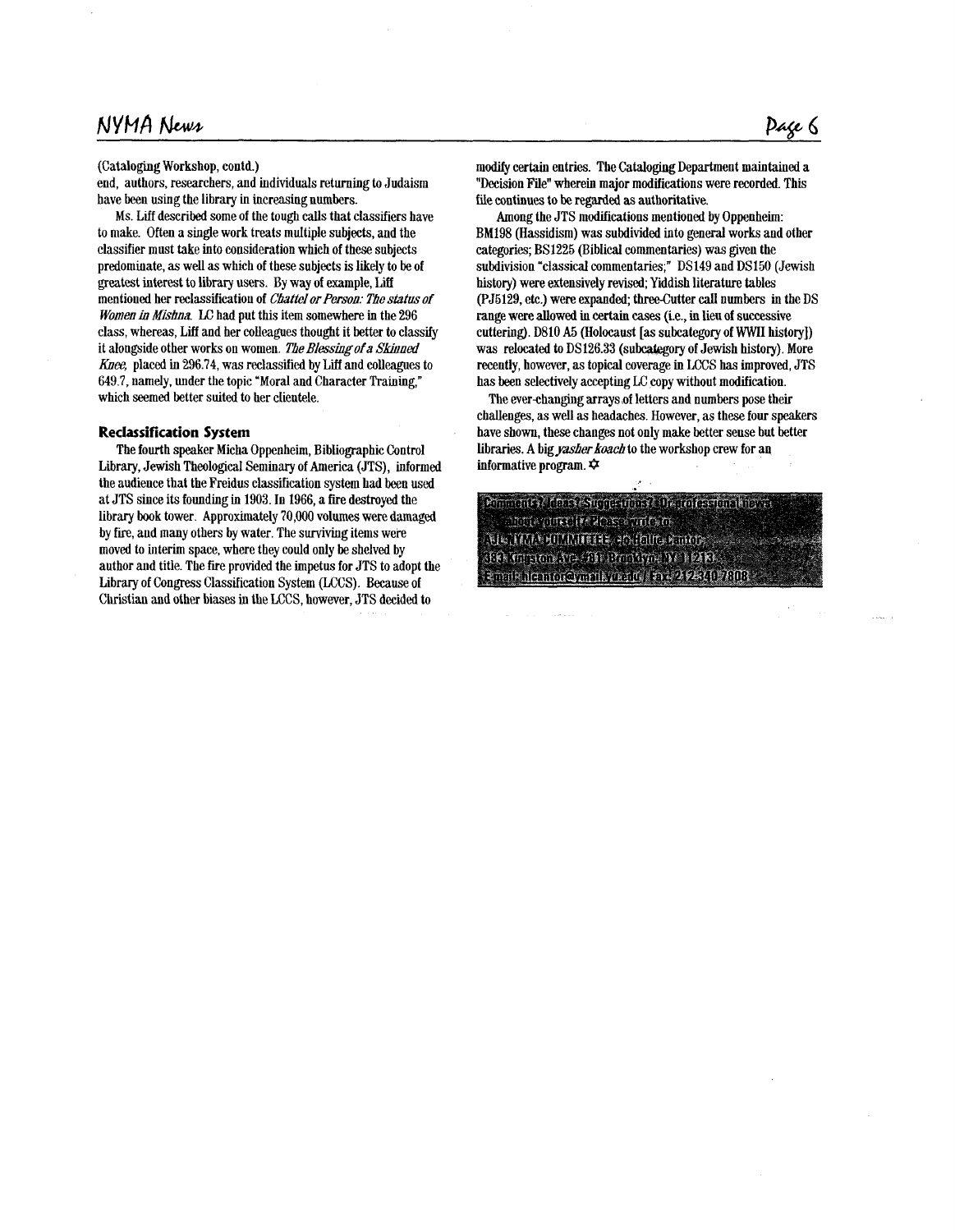(Cataloging Workshop, contd.)

end, authors, researchers, and individuals returning to Judaism have been using the library in increasing numbers.

Ms. Liff described some of the tough calls that classifiers have to make. Often a single work treats multiple subjects, and the classifier must take into consideration which of these subjects predominate, as well as which of these subjects is likely to be of greatest interest to library users. By way of example, Liff mentioned her reclassification of *Chattel or Person: The status of Women in Mishna*. LC had put this item somewhere in the 296 class, whereas, Liff and her colleagues thought it better to classify it alongside other works on women. *The Blessing of a Skinned Knee*, placed in 296.74, was reclassified by Liff and colleagues to 649.7, namely, under the topic "Moral and Character Training," which seemed better suited to her clientele.

### Reclassification System

The fourth speaker Micha Oppenheim, Bibliographic Control Library, Jewish Theological Seminary of America (JTS), informed the audience that the Freidus classification system had been used at JTS since its founding in 1903. In 1966, a fire destroyed the library book tower. Approximately 70,000 volumes were damaged by fire, and many others by water. The surviving items were moved to interim space, where they could only be shelved by author and title. The fire provided the impetus for JTS to adopt the Library of Congress Classification System (LCCS). Because of Christian and other biases in the LCCS, however, JTS decided to modify certain entries. The Cataloging Department maintained a "Decision File" wherein major modifications were recorded. This file continues to be regarded as authoritative.

Among the JTS modifications mentioned by Oppenheim: BM198 (Hassidism) was subdivided into general works and other categories; BS1225 (Biblical commentaries) was given the subdivision "classical commentaries;" DS149 and DS150 (Jewish history) were extensively revised; Yiddish literature tables (PJ5129, etc.) were expanded; three-Cutter call numbers in the DS range were allowed in certain cases (i.e., in lieu of successive cuttering). D810 A5 (Holocaust [as subcategory of WWII history]) was relocated to DS126.33 (subcategory of Jewish history). More recently, however, as topical coverage in LCCS has improved, JTS has been selectively accepting LC copy without modification.

The ever-changing arrays of letters and numbers pose their challenges, as well as headaches. However, as these four speakers have shown, these changes not only make better sense but better libraries. A big *yasher koach* to the workshop crew for an informative program. ✡

Comments? Ideas? Suggestions? Or professional news about yourself? Please write to:
AJL NYMA COMMITTEE, c/o Hallie Cantor,
383 Kingston Ave. #81, Brooklyn, NY 11213
E-mail: hlcantor@ymail.yu.edu / Fax: 212-340-7808